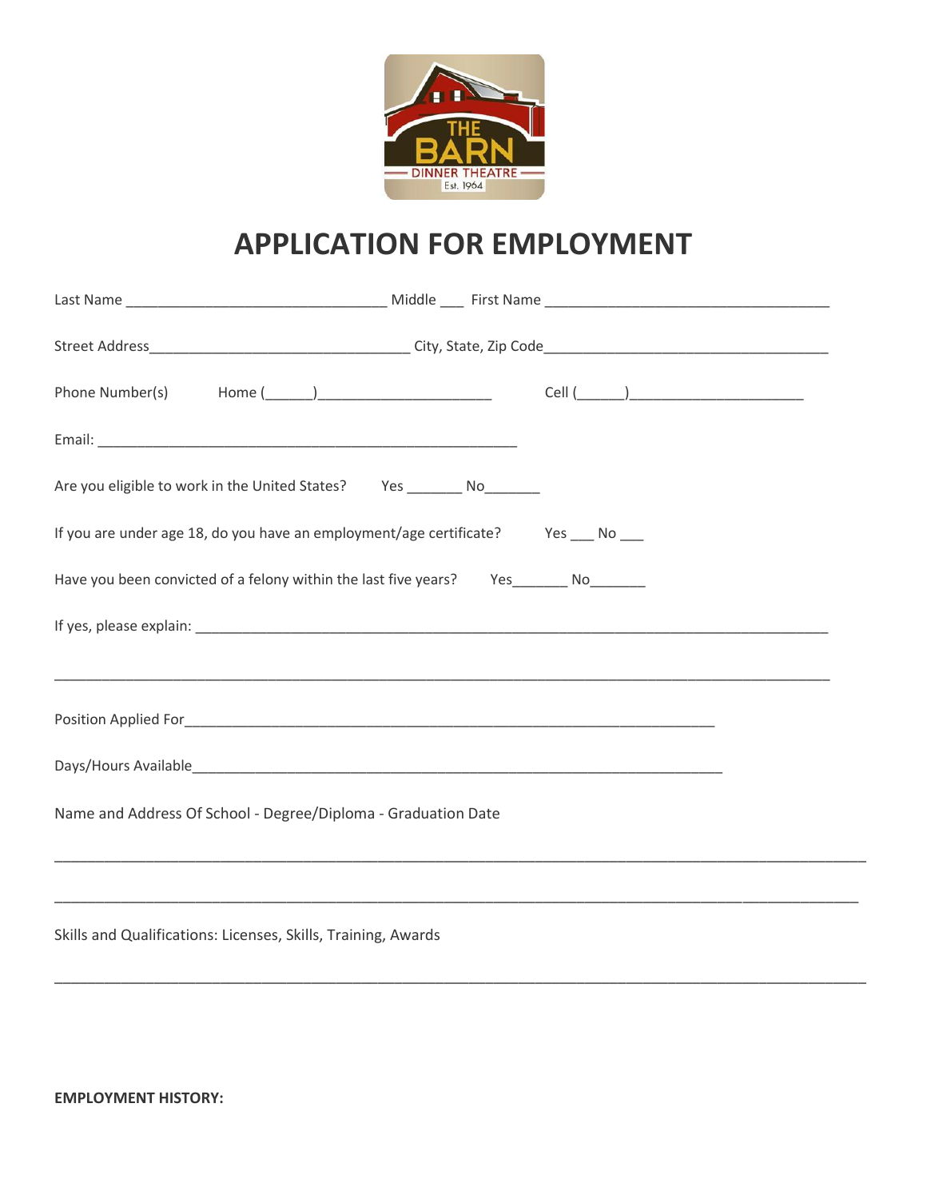THE BARN
DINNER THEATRE
Est. 1964

# APPLICATION FOR EMPLOYMENT

Last Name ________________________________ Middle ___ First Name ___________________________________

Street Address________________________________ City, State, Zip Code___________________________________

Phone Number(s) Home (______)______________________ Cell (______)______________________

Email: _____________________________________________________

Are you eligible to work in the United States? Yes _______ No_______

If you are under age 18, do you have an employment/age certificate? Yes ___ No ___

Have you been convicted of a felony within the last five years? Yes_______ No_______

If yes, please explain: _______________________________________________________________________________

_______________________________________________________________________________________________

Position Applied For_________________________________________________________________

Days/Hours Available_________________________________________________________________

Name and Address Of School - Degree/Diploma - Graduation Date

_______________________________________________________________________________________________

_______________________________________________________________________________________________

Skills and Qualifications: Licenses, Skills, Training, Awards

_______________________________________________________________________________________________

**EMPLOYMENT HISTORY:**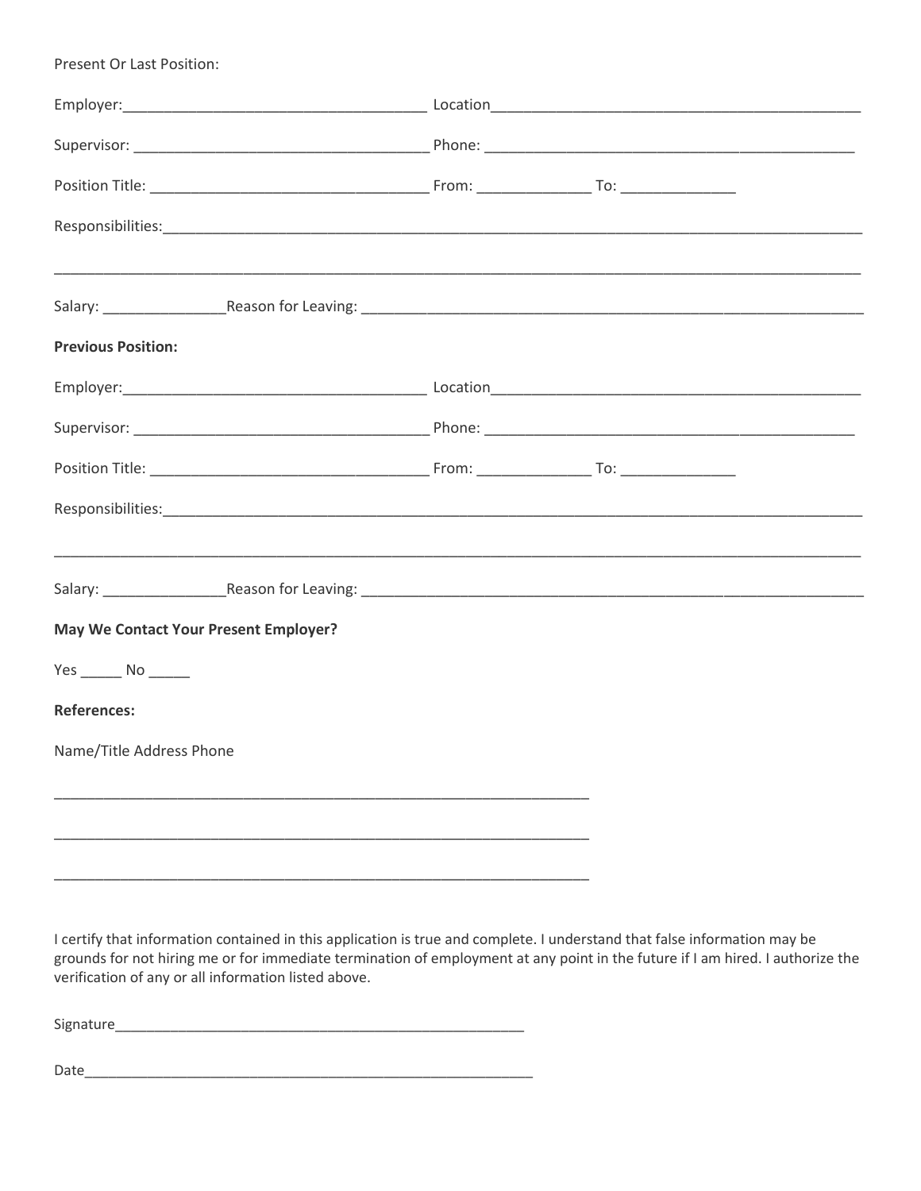Present Or Last Position:

Employer:_____________________________________ Location_____________________________________________

Supervisor: ____________________________________ Phone: _____________________________________________

Position Title: __________________________________ From: ______________ To: ______________

Responsibilities:___________________________________________________________________________________

____________________________________________________________________________________________

Salary: _______________Reason for Leaving: _______________________________________________________________

**Previous Position:**

Employer:_____________________________________ Location_____________________________________________

Supervisor: ____________________________________ Phone: _____________________________________________

Position Title: __________________________________ From: ______________ To: ______________

Responsibilities:___________________________________________________________________________________

____________________________________________________________________________________________

Salary: _______________Reason for Leaving: _______________________________________________________________

**May We Contact Your Present Employer?**

Yes _____ No _____

**References:**

Name/Title Address Phone

____________________________________________________________________

____________________________________________________________________

____________________________________________________________________

I certify that information contained in this application is true and complete. I understand that false information may be grounds for not hiring me or for immediate termination of employment at any point in the future if I am hired. I authorize the verification of any or all information listed above.

Signature_____________________________________________________

Date__________________________________________________________